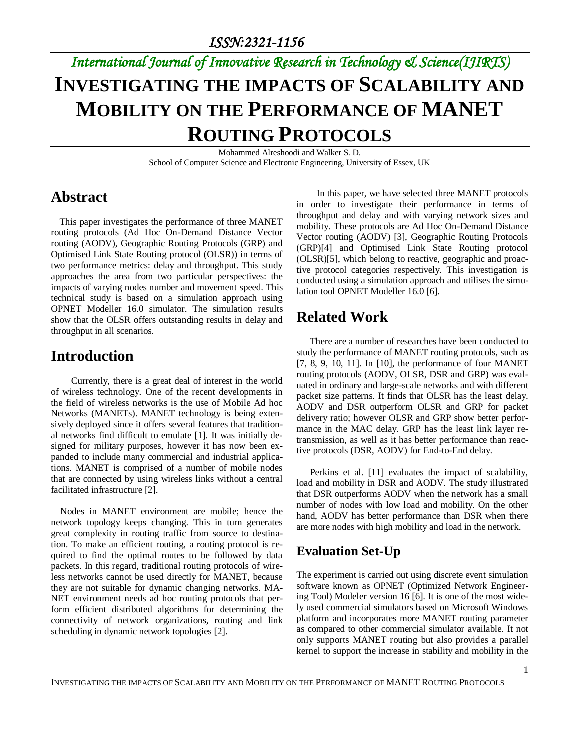ISSN:2321-1156

*International Journal of Innovative Research in Technology & Science(IJIRTS)*

# INVESTIGATING THE IMPACTS OF SCALABILITY AND MOBILITY ON THE PERFORMANCE OF MANET ROUTING PROTOCOLS

Mohammed Alreshoodi and Walker S. D.
School of Computer Science and Electronic Engineering, University of Essex, UK

## Abstract

This paper investigates the performance of three MANET routing protocols (Ad Hoc On-Demand Distance Vector routing (AODV), Geographic Routing Protocols (GRP) and Optimised Link State Routing protocol (OLSR)) in terms of two performance metrics: delay and throughput. This study approaches the area from two particular perspectives: the impacts of varying nodes number and movement speed. This technical study is based on a simulation approach using OPNET Modeller 16.0 simulator. The simulation results show that the OLSR offers outstanding results in delay and throughput in all scenarios.

## Introduction

Currently, there is a great deal of interest in the world of wireless technology. One of the recent developments in the field of wireless networks is the use of Mobile Ad hoc Networks (MANETs). MANET technology is being extensively deployed since it offers several features that traditional networks find difficult to emulate [1]. It was initially designed for military purposes, however it has now been expanded to include many commercial and industrial applications. MANET is comprised of a number of mobile nodes that are connected by using wireless links without a central facilitated infrastructure [2].

Nodes in MANET environment are mobile; hence the network topology keeps changing. This in turn generates great complexity in routing traffic from source to destination. To make an efficient routing, a routing protocol is required to find the optimal routes to be followed by data packets. In this regard, traditional routing protocols of wireless networks cannot be used directly for MANET, because they are not suitable for dynamic changing networks. MANET environment needs ad hoc routing protocols that perform efficient distributed algorithms for determining the connectivity of network organizations, routing and link scheduling in dynamic network topologies [2].

In this paper, we have selected three MANET protocols in order to investigate their performance in terms of throughput and delay and with varying network sizes and mobility. These protocols are Ad Hoc On-Demand Distance Vector routing (AODV) [3], Geographic Routing Protocols (GRP)[4] and Optimised Link State Routing protocol (OLSR)[5], which belong to reactive, geographic and proactive protocol categories respectively. This investigation is conducted using a simulation approach and utilises the simulation tool OPNET Modeller 16.0 [6].

## Related Work

There are a number of researches have been conducted to study the performance of MANET routing protocols, such as [7, 8, 9, 10, 11]. In [10], the performance of four MANET routing protocols (AODV, OLSR, DSR and GRP) was evaluated in ordinary and large-scale networks and with different packet size patterns. It finds that OLSR has the least delay. AODV and DSR outperform OLSR and GRP for packet delivery ratio; however OLSR and GRP show better performance in the MAC delay. GRP has the least link layer retransmission, as well as it has better performance than reactive protocols (DSR, AODV) for End-to-End delay.

Perkins et al. [11] evaluates the impact of scalability, load and mobility in DSR and AODV. The study illustrated that DSR outperforms AODV when the network has a small number of nodes with low load and mobility. On the other hand, AODV has better performance than DSR when there are more nodes with high mobility and load in the network.

### Evaluation Set-Up

The experiment is carried out using discrete event simulation software known as OPNET (Optimized Network Engineering Tool) Modeler version 16 [6]. It is one of the most widely used commercial simulators based on Microsoft Windows platform and incorporates more MANET routing parameter as compared to other commercial simulator available. It not only supports MANET routing but also provides a parallel kernel to support the increase in stability and mobility in the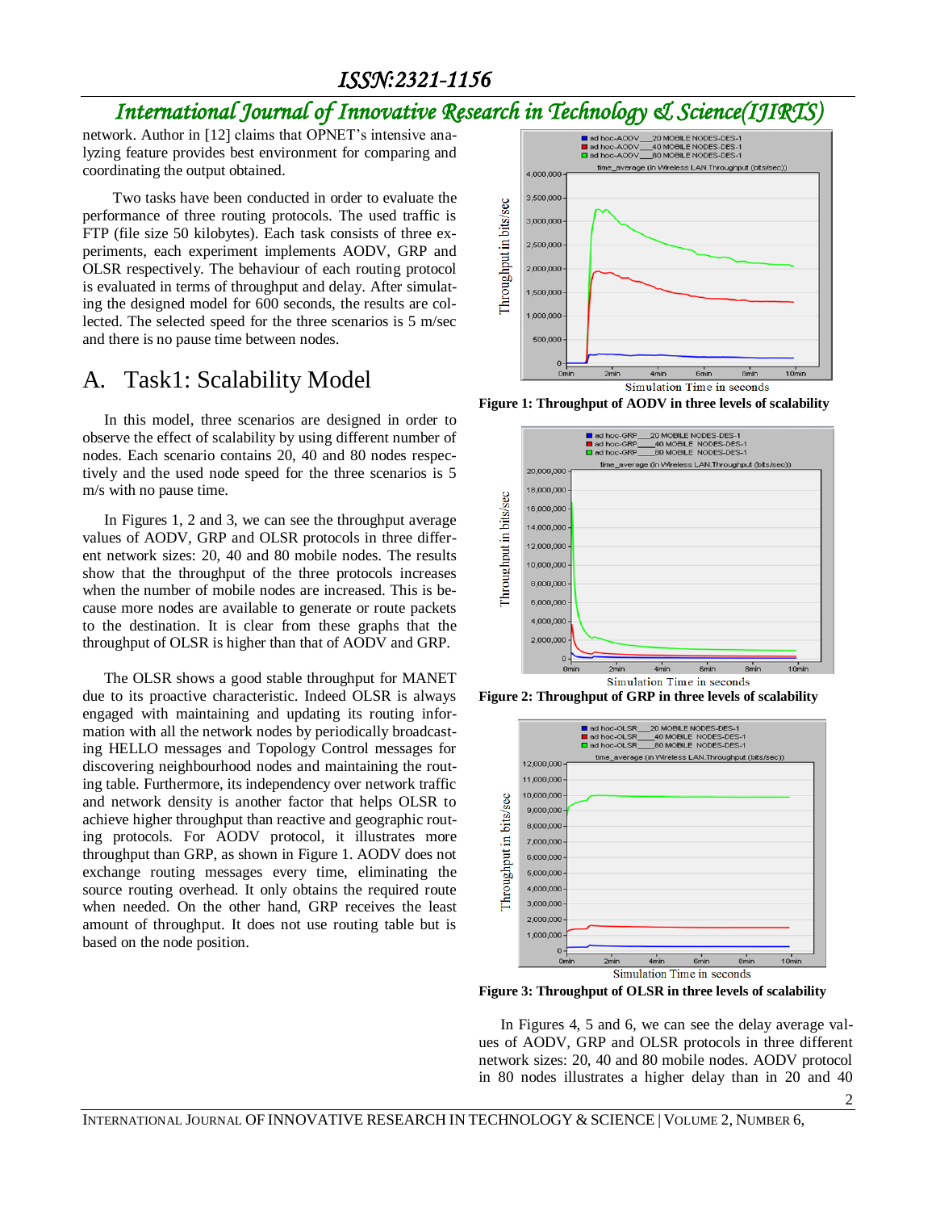network. Author in [12] claims that OPNET's intensive analyzing feature provides best environment for comparing and coordinating the output obtained.

Two tasks have been conducted in order to evaluate the performance of three routing protocols. The used traffic is FTP (file size 50 kilobytes). Each task consists of three experiments, each experiment implements AODV, GRP and OLSR respectively. The behaviour of each routing protocol is evaluated in terms of throughput and delay. After simulating the designed model for 600 seconds, the results are collected. The selected speed for the three scenarios is 5 m/sec and there is no pause time between nodes.

## A. Task1: Scalability Model

In this model, three scenarios are designed in order to observe the effect of scalability by using different number of nodes. Each scenario contains 20, 40 and 80 nodes respectively and the used node speed for the three scenarios is 5 m/s with no pause time.

In Figures 1, 2 and 3, we can see the throughput average values of AODV, GRP and OLSR protocols in three different network sizes: 20, 40 and 80 mobile nodes. The results show that the throughput of the three protocols increases when the number of mobile nodes are increased. This is because more nodes are available to generate or route packets to the destination. It is clear from these graphs that the throughput of OLSR is higher than that of AODV and GRP.

The OLSR shows a good stable throughput for MANET due to its proactive characteristic. Indeed OLSR is always engaged with maintaining and updating its routing information with all the network nodes by periodically broadcasting HELLO messages and Topology Control messages for discovering neighbourhood nodes and maintaining the routing table. Furthermore, its independency over network traffic and network density is another factor that helps OLSR to achieve higher throughput than reactive and geographic routing protocols. For AODV protocol, it illustrates more throughput than GRP, as shown in Figure 1. AODV does not exchange routing messages every time, eliminating the source routing overhead. It only obtains the required route when needed. On the other hand, GRP receives the least amount of throughput. It does not use routing table but is based on the node position.

ad hoc-AODV___20 MOBILE NODES-DES-1
ad hoc-AODV___40 MOBILE NODES-DES-1
ad hoc-AODV___80 MOBILE NODES-DES-1
time_average (in Wireless LAN.Throughput (bits/sec))
Throughput in bits/sec
4,000,000
3,500,000
3,000,000
2,500,000
2,000,000
1,500,000
1,000,000
500,000
0
0min 2min 4min 6min 8min 10min
Simulation Time in seconds

**Figure 1: Throughput of AODV in three levels of scalability**

ad hoc-GRP___20 MOBILE NODES-DES-1
ad hoc-GRP___40 MOBILE NODES-DES-1
ad hoc-GRP___80 MOBILE NODES-DES-1
time_average (in Wireless LAN.Throughput (bits/sec))
Throughput in bits/sec
20,000,000
18,000,000
16,000,000
14,000,000
12,000,000
10,000,000
8,000,000
6,000,000
4,000,000
2,000,000
0
0min 2min 4min 6min 8min 10min
Simulation Time in seconds

**Figure 2: Throughput of GRP in three levels of scalability**

ad hoc-OLSR___20 MOBILE NODES-DES-1
ad hoc-OLSR___40 MOBILE NODES-DES-1
ad hoc-OLSR___80 MOBILE NODES-DES-1
time_average (in Wireless LAN.Throughput (bits/sec))
Throughput in bits/sec
12,000,000
11,000,000
10,000,000
9,000,000
8,000,000
7,000,000
6,000,000
5,000,000
4,000,000
3,000,000
2,000,000
1,000,000
0
0min 2min 4min 6min 8min 10min
Simulation Time in seconds

**Figure 3: Throughput of OLSR in three levels of scalability**

In Figures 4, 5 and 6, we can see the delay average values of AODV, GRP and OLSR protocols in three different network sizes: 20, 40 and 80 mobile nodes. AODV protocol in 80 nodes illustrates a higher delay than in 20 and 40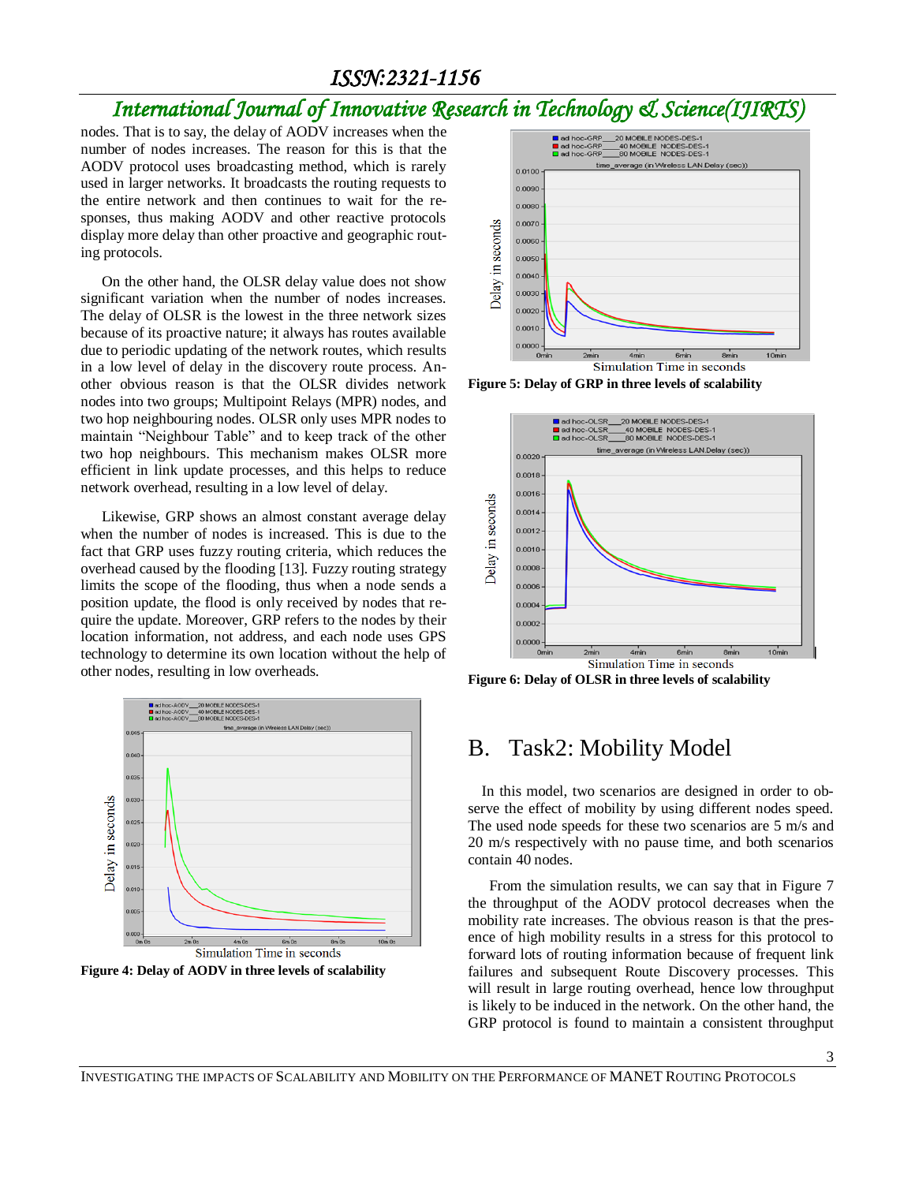nodes. That is to say, the delay of AODV increases when the number of nodes increases. The reason for this is that the AODV protocol uses broadcasting method, which is rarely used in larger networks. It broadcasts the routing requests to the entire network and then continues to wait for the responses, thus making AODV and other reactive protocols display more delay than other proactive and geographic routing protocols.

On the other hand, the OLSR delay value does not show significant variation when the number of nodes increases. The delay of OLSR is the lowest in the three network sizes because of its proactive nature; it always has routes available due to periodic updating of the network routes, which results in a low level of delay in the discovery route process. Another obvious reason is that the OLSR divides network nodes into two groups; Multipoint Relays (MPR) nodes, and two hop neighbouring nodes. OLSR only uses MPR nodes to maintain "Neighbour Table" and to keep track of the other two hop neighbours. This mechanism makes OLSR more efficient in link update processes, and this helps to reduce network overhead, resulting in a low level of delay.

Likewise, GRP shows an almost constant average delay when the number of nodes is increased. This is due to the fact that GRP uses fuzzy routing criteria, which reduces the overhead caused by the flooding [13]. Fuzzy routing strategy limits the scope of the flooding, thus when a node sends a position update, the flood is only received by nodes that require the update. Moreover, GRP refers to the nodes by their location information, not address, and each node uses GPS technology to determine its own location without the help of other nodes, resulting in low overheads.

ad hoc-AODV___20 MOBILE NODES-DES-1
ad hoc-AODV___40 MOBILE NODES-DES-1
ad hoc-AODV___80 MOBILE NODES-DES-1
time_average (in Wireless LAN.Delay (sec))
Delay in seconds
0.045
0.040
0.035
0.030
0.025
0.020
0.015
0.010
0.005
0.000
0m 0s
2m 0s
4m 0s
6m 0s
8m 0s
10m 0s
Simulation Time in seconds

**Figure 4: Delay of AODV in three levels of scalability**

ad hoc-GRP___20 MOBILE NODES-DES-1
ad hoc-GRP___40 MOBILE NODES-DES-1
ad hoc-GRP___80 MOBILE NODES-DES-1
time_average (in Wireless LAN.Delay (sec))
Delay in seconds
0.0100
0.0090
0.0080
0.0070
0.0060
0.0050
0.0040
0.0030
0.0020
0.0010
0.0000
0min
2min
4min
6min
8min
10min
Simulation Time in seconds

**Figure 5: Delay of GRP in three levels of scalability**

ad hoc-OLSR___20 MOBILE NODES-DES-1
ad hoc-OLSR___40 MOBILE NODES-DES-1
ad hoc-OLSR___80 MOBILE NODES-DES-1
time_average (in Wireless LAN.Delay (sec))
Delay in seconds
0.0020
0.0018
0.0016
0.0014
0.0012
0.0010
0.0008
0.0006
0.0004
0.0002
0.0000
0min
2min
4min
6min
8min
10min
Simulation Time in seconds

**Figure 6: Delay of OLSR in three levels of scalability**

## B. Task2: Mobility Model

In this model, two scenarios are designed in order to observe the effect of mobility by using different nodes speed. The used node speeds for these two scenarios are 5 m/s and 20 m/s respectively with no pause time, and both scenarios contain 40 nodes.

From the simulation results, we can say that in Figure 7 the throughput of the AODV protocol decreases when the mobility rate increases. The obvious reason is that the presence of high mobility results in a stress for this protocol to forward lots of routing information because of frequent link failures and subsequent Route Discovery processes. This will result in large routing overhead, hence low throughput is likely to be induced in the network. On the other hand, the GRP protocol is found to maintain a consistent throughput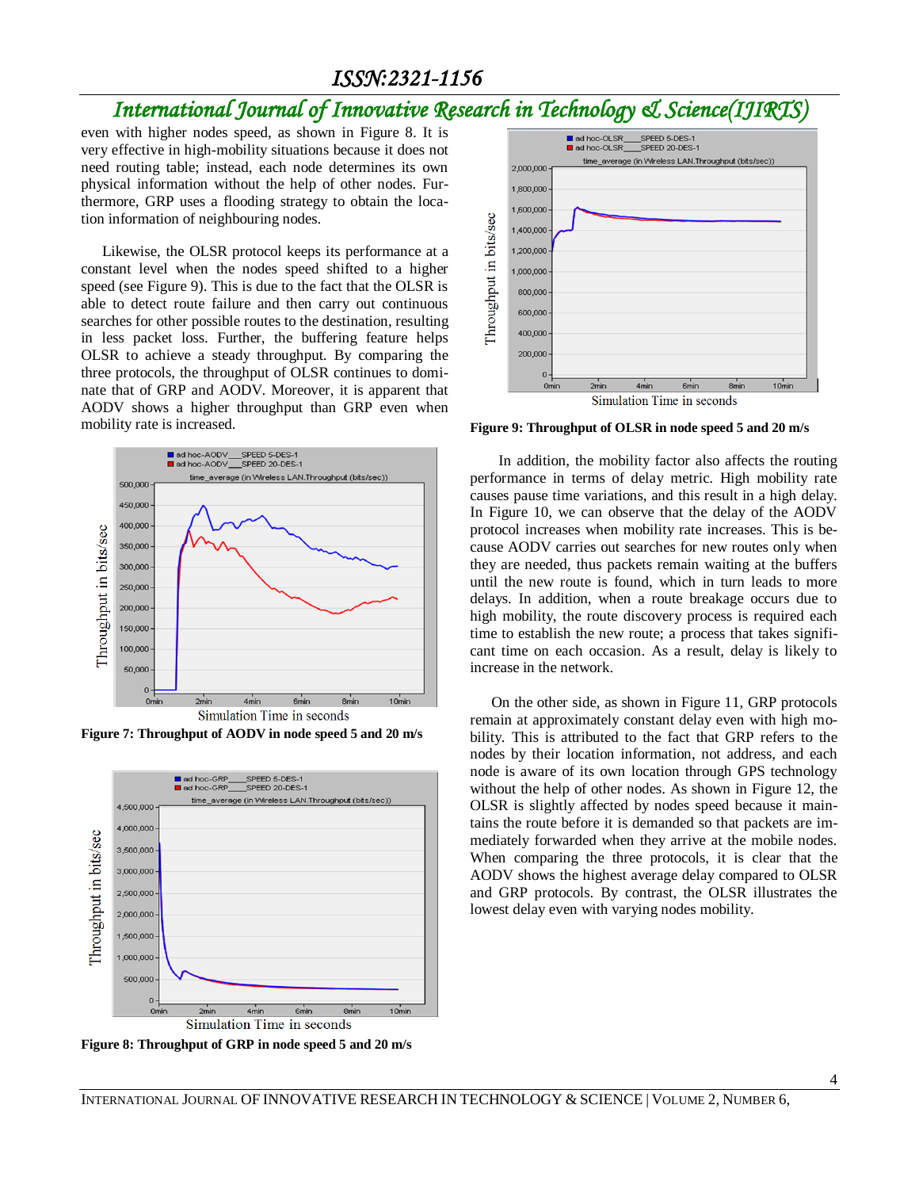even with higher nodes speed, as shown in Figure 8. It is very effective in high-mobility situations because it does not need routing table; instead, each node determines its own physical information without the help of other nodes. Furthermore, GRP uses a flooding strategy to obtain the location information of neighbouring nodes.

Likewise, the OLSR protocol keeps its performance at a constant level when the nodes speed shifted to a higher speed (see Figure 9). This is due to the fact that the OLSR is able to detect route failure and then carry out continuous searches for other possible routes to the destination, resulting in less packet loss. Further, the buffering feature helps OLSR to achieve a steady throughput. By comparing the three protocols, the throughput of OLSR continues to dominate that of GRP and AODV. Moreover, it is apparent that AODV shows a higher throughput than GRP even when mobility rate is increased.

ad hoc-AODV___SPEED 5-DES-1
ad hoc-AODV___SPEED 20-DES-1
time_average (in Wireless LAN.Throughput (bits/sec))
500,000
450,000
400,000
350,000
300,000
250,000
200,000
150,000
100,000
50,000
0
0min 2min 4min 6min 8min 10min
Throughput in bits/sec
Simulation Time in seconds

**Figure 7: Throughput of AODV in node speed 5 and 20 m/s**

ad hoc-GRP___SPEED 5-DES-1
ad hoc-GRP___SPEED 20-DES-1
time_average (in Wireless LAN.Throughput (bits/sec))
4,500,000
4,000,000
3,500,000
3,000,000
2,500,000
2,000,000
1,500,000
1,000,000
500,000
0
0min 2min 4min 6min 8min 10min
Throughput in bits/sec
Simulation Time in seconds

**Figure 8: Throughput of GRP in node speed 5 and 20 m/s**

ad hoc-OLSR___SPEED 5-DES-1
ad hoc-OLSR___SPEED 20-DES-1
time_average (in Wireless LAN.Throughput (bits/sec))
2,000,000
1,800,000
1,600,000
1,400,000
1,200,000
1,000,000
800,000
600,000
400,000
200,000
0
0min 2min 4min 6min 8min 10min
Throughput in bits/sec
Simulation Time in seconds

**Figure 9: Throughput of OLSR in node speed 5 and 20 m/s**

In addition, the mobility factor also affects the routing performance in terms of delay metric. High mobility rate causes pause time variations, and this result in a high delay. In Figure 10, we can observe that the delay of the AODV protocol increases when mobility rate increases. This is because AODV carries out searches for new routes only when they are needed, thus packets remain waiting at the buffers until the new route is found, which in turn leads to more delays. In addition, when a route breakage occurs due to high mobility, the route discovery process is required each time to establish the new route; a process that takes significant time on each occasion. As a result, delay is likely to increase in the network.

On the other side, as shown in Figure 11, GRP protocols remain at approximately constant delay even with high mobility. This is attributed to the fact that GRP addresses the nodes by their location information, not address, and each node is aware of its own location through GPS technology without the help of other nodes. As shown in Figure 12, the OLSR is slightly affected by nodes speed because it maintains the route before it is demanded so that packets are immediately forwarded when they arrive at the mobile nodes. When comparing the three protocols, it is clear that the AODV shows the highest average delay compared to OLSR and GRP protocols. By contrast, the OLSR illustrates the lowest delay even with varying nodes mobility.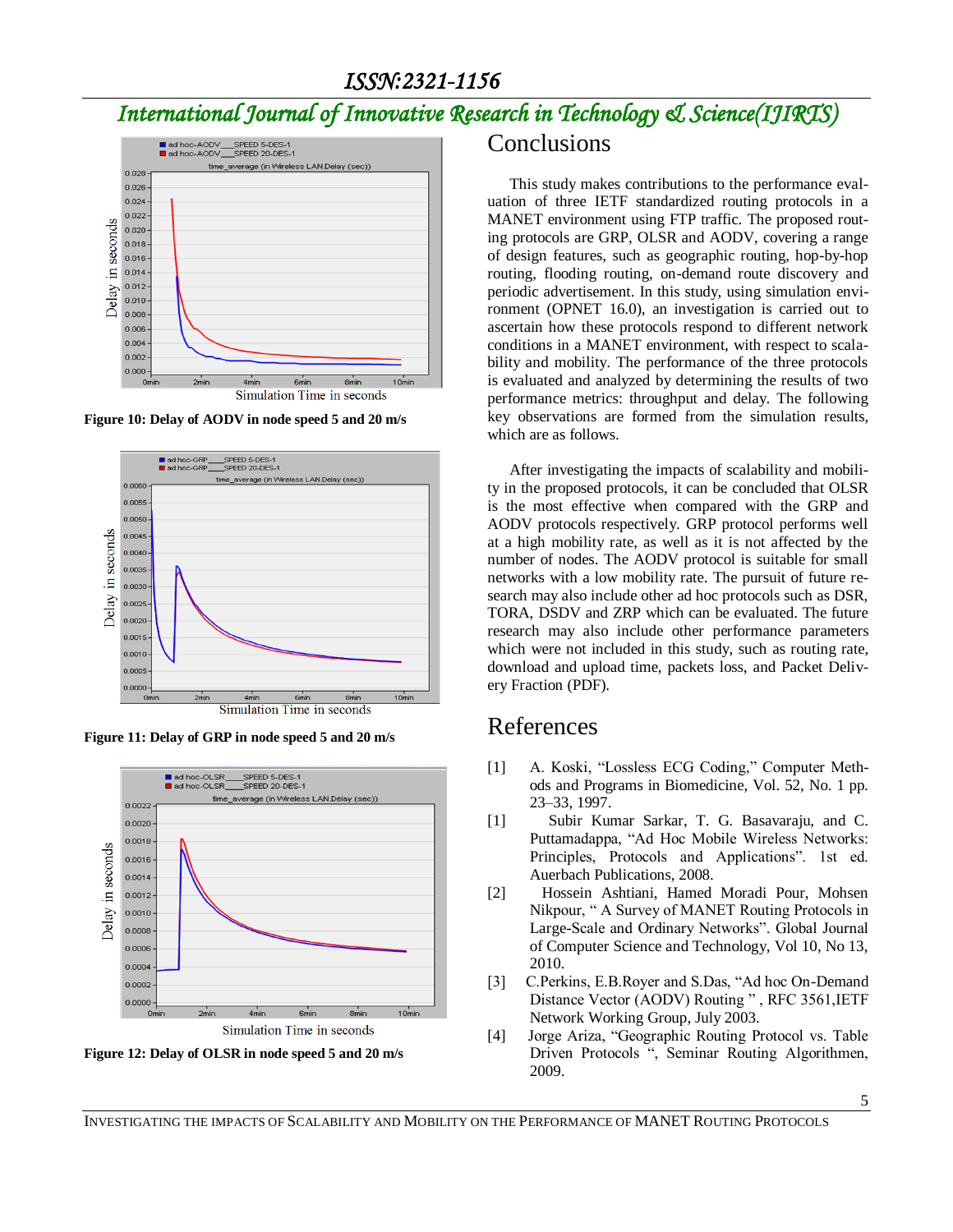ad hoc-AODV___SPEED 5-DES-1
ad hoc-AODV___SPEED 20-DES-1
time_average (in Wireless LAN.Delay (sec))
0.028
0.026
0.024
0.022
0.020
0.018
0.016
0.014
0.012
0.010
0.008
0.006
0.004
0.002
0.000
0min 2min 4min 6min 8min 10min
Delay in seconds
Simulation Time in seconds

**Figure 10: Delay of AODV in node speed 5 and 20 m/s**

ad hoc-GRP___SPEED 5-DES-1
ad hoc-GRP___SPEED 20-DES-1
time_average (in Wireless LAN.Delay (sec))
0.0060
0.0055
0.0050
0.0045
0.0040
0.0035
0.0030
0.0025
0.0020
0.0015
0.0010
0.0005
0.0000
0min 2min 4min 6min 8min 10min
Delay in seconds
Simulation Time in seconds

**Figure 11: Delay of GRP in node speed 5 and 20 m/s**

ad hoc-OLSR___SPEED 5-DES-1
ad hoc-OLSR___SPEED 20-DES-1
time_average (in Wireless LAN.Delay (sec))
0.0022
0.0020
0.0018
0.0016
0.0014
0.0012
0.0010
0.0008
0.0006
0.0004
0.0002
0.0000
0min 2min 4min 6min 8min 10min
Delay in seconds
Simulation Time in seconds

**Figure 12: Delay of OLSR in node speed 5 and 20 m/s**

# Conclusions

This study makes contributions to the performance evaluation of three IETF standardized routing protocols in a MANET environment using FTP traffic. The proposed routing protocols are GRP, OLSR and AODV, covering a range of design features, such as geographic routing, hop-by-hop routing, flooding routing, on-demand route discovery and periodic advertisement. In this study, using simulation environment (OPNET 16.0), an investigation is carried out to ascertain how these protocols respond to different network conditions in a MANET environment, with respect to scalability and mobility. The performance of the three protocols is evaluated and analyzed by determining the results of two performance metrics: throughput and delay. The following key observations are formed from the simulation results, which are as follows.

After investigating the impacts of scalability and mobility in the proposed protocols, it can be concluded that OLSR is the most effective when compared with the GRP and AODV protocols respectively. GRP protocol performs well at a high mobility rate, as well as it is not affected by the number of nodes. The AODV protocol is suitable for small networks with a low mobility rate. The pursuit of future research may also include other ad hoc protocols such as DSR, TORA, DSDV and ZRP which can be evaluated. The future research may also include other performance parameters which were not included in this study, such as routing rate, download and upload time, packets loss, and Packet Delivery Fraction (PDF).

# References

[1] A. Koski, “Lossless ECG Coding,” Computer Methods and Programs in Biomedicine, Vol. 52, No. 1 pp. 23–33, 1997.

[1] Subir Kumar Sarkar, T. G. Basavaraju, and C. Puttamadappa, “Ad Hoc Mobile Wireless Networks: Principles, Protocols and Applications”. 1st ed. Auerbach Publications, 2008.

[2] Hossein Ashtiani, Hamed Moradi Pour, Mohsen Nikpour, “ A Survey of MANET Routing Protocols in Large-Scale and Ordinary Networks”. Global Journal of Computer Science and Technology, Vol 10, No 13, 2010.

[3] C.Perkins, E.B.Royer and S.Das, “Ad hoc On-Demand Distance Vector (AODV) Routing ” , RFC 3561,IETF Network Working Group, July 2003.

[4] Jorge Ariza, “Geographic Routing Protocol vs. Table Driven Protocols “, Seminar Routing Algorithmen, 2009.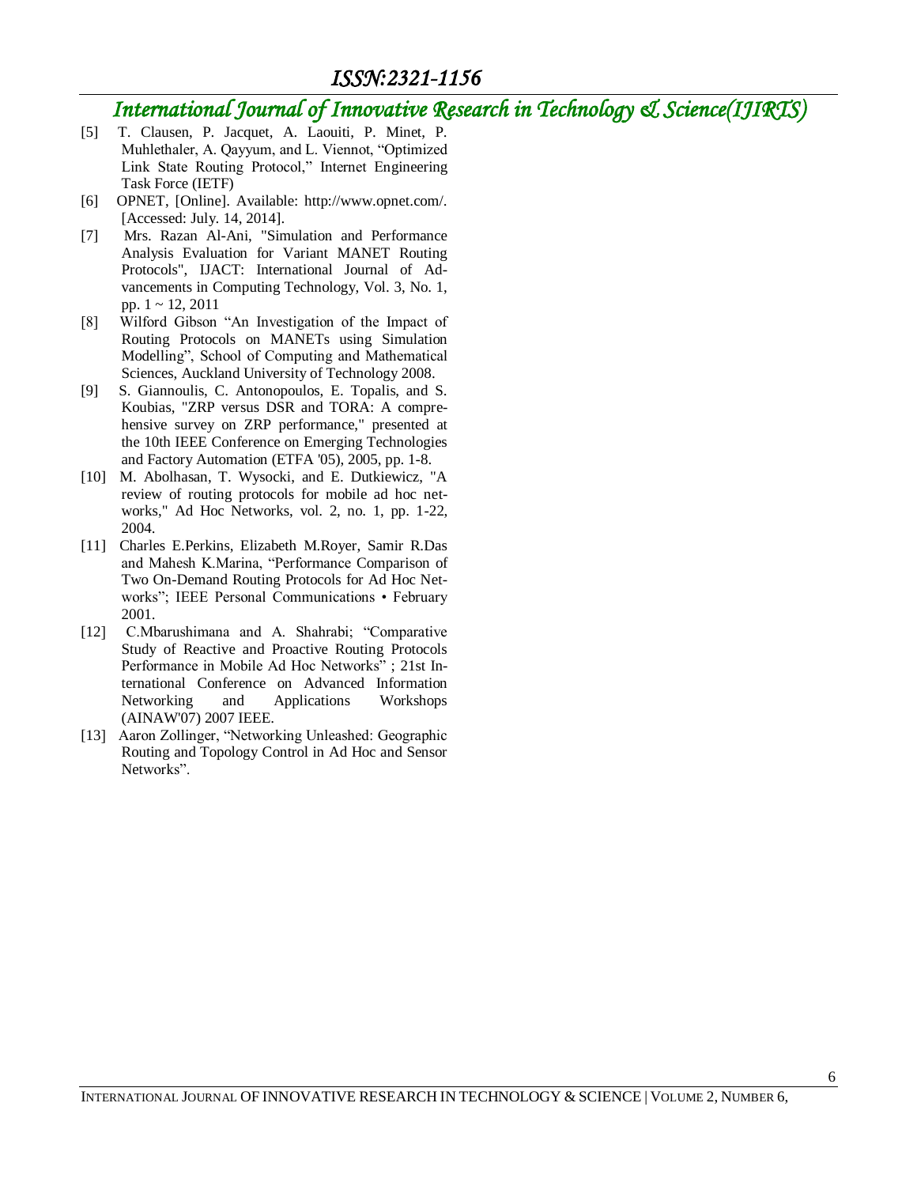[5] T. Clausen, P. Jacquet, A. Laouiti, P. Minet, P. Muhlethaler, A. Qayyum, and L. Viennot, “Optimized Link State Routing Protocol,” Internet Engineering Task Force (IETF)

[6] OPNET, [Online]. Available: http://www.opnet.com/. [Accessed: July. 14, 2014].

[7] Mrs. Razan Al-Ani, "Simulation and Performance Analysis Evaluation for Variant MANET Routing Protocols", IJACT: International Journal of Advancements in Computing Technology, Vol. 3, No. 1, pp. 1 ~ 12, 2011

[8] Wilford Gibson “An Investigation of the Impact of Routing Protocols on MANETs using Simulation Modelling”, School of Computing and Mathematical Sciences, Auckland University of Technology 2008.

[9] S. Giannoulis, C. Antonopoulos, E. Topalis, and S. Koubias, "ZRP versus DSR and TORA: A comprehensive survey on ZRP performance," presented at the 10th IEEE Conference on Emerging Technologies and Factory Automation (ETFA '05), 2005, pp. 1-8.

[10] M. Abolhasan, T. Wysocki, and E. Dutkiewicz, "A review of routing protocols for mobile ad hoc networks," Ad Hoc Networks, vol. 2, no. 1, pp. 1-22, 2004.

[11] Charles E.Perkins, Elizabeth M.Royer, Samir R.Das and Mahesh K.Marina, “Performance Comparison of Two On-Demand Routing Protocols for Ad Hoc Networks”; IEEE Personal Communications • February 2001.

[12] C.Mbarushimana and A. Shahrabi; “Comparative Study of Reactive and Proactive Routing Protocols Performance in Mobile Ad Hoc Networks” ; 21st International Conference on Advanced Information Networking and Applications Workshops (AINAW'07) 2007 IEEE.

[13] Aaron Zollinger, “Networking Unleashed: Geographic Routing and Topology Control in Ad Hoc and Sensor Networks”.